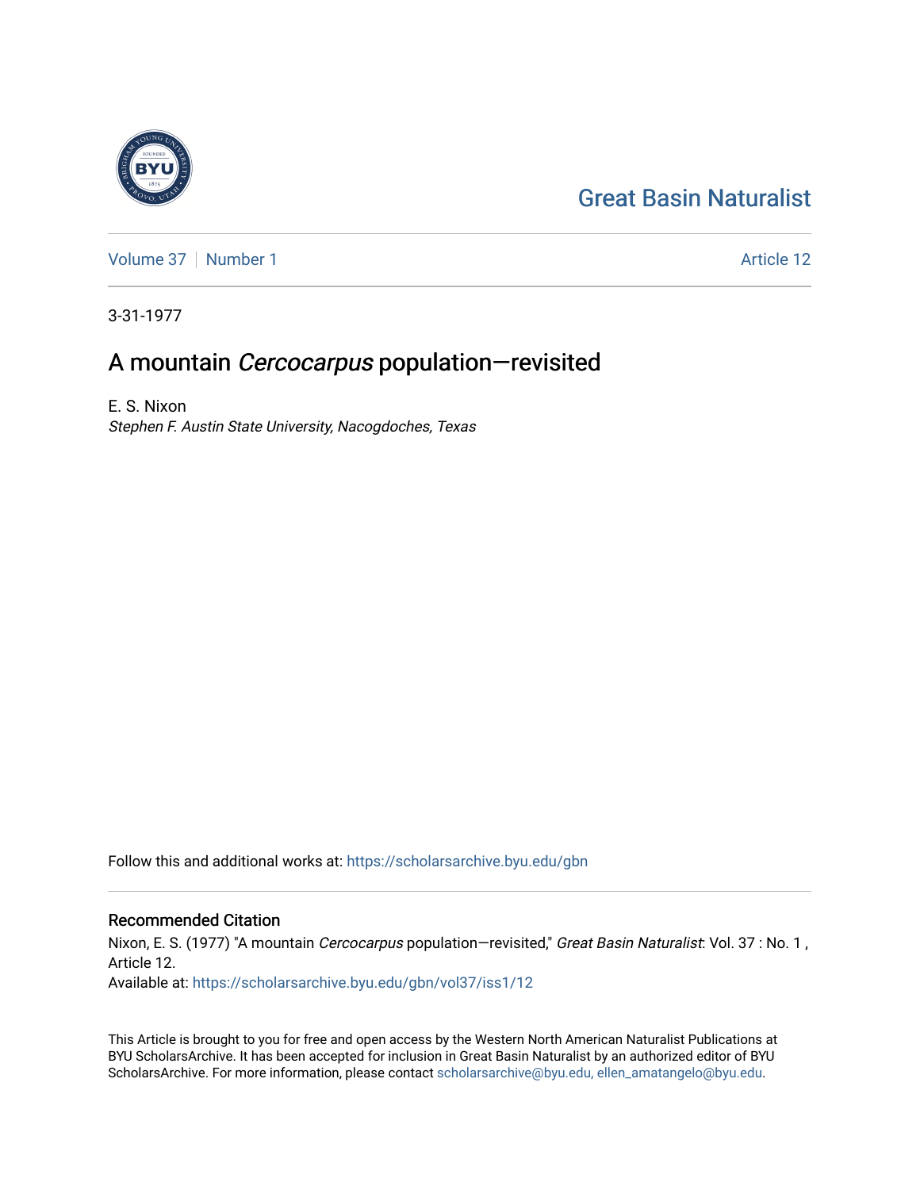Great Basin Naturalist

Volume 37 | Number 1 Article 12

3-31-1977

# A mountain *Cercocarpus* population—revisited

E. S. Nixon
*Stephen F. Austin State University, Nacogdoches, Texas*

Follow this and additional works at: https://scholarsarchive.byu.edu/gbn

## Recommended Citation

Nixon, E. S. (1977) "A mountain *Cercocarpus* population—revisited," *Great Basin Naturalist*: Vol. 37 : No. 1 , Article 12.
Available at: https://scholarsarchive.byu.edu/gbn/vol37/iss1/12

This Article is brought to you for free and open access by the Western North American Naturalist Publications at BYU ScholarsArchive. It has been accepted for inclusion in Great Basin Naturalist by an authorized editor of BYU ScholarsArchive. For more information, please contact scholarsarchive@byu.edu, ellen_amatangelo@byu.edu.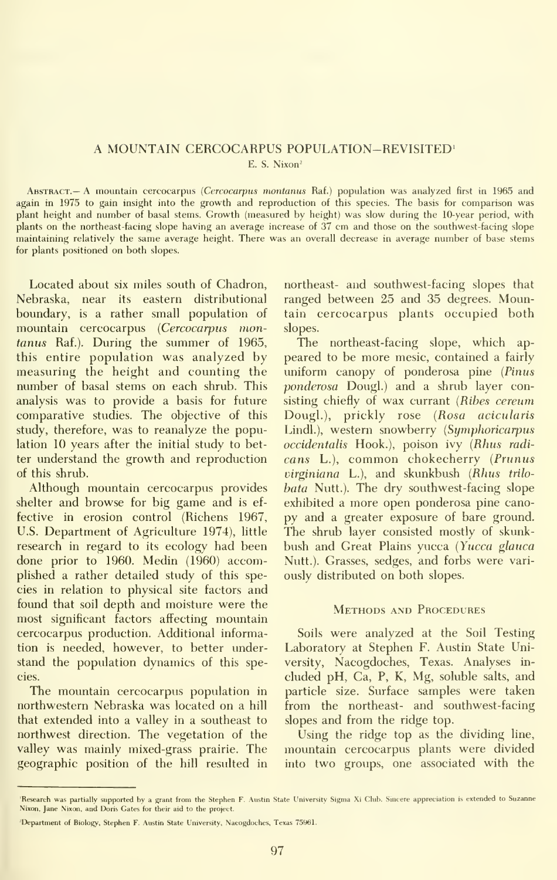# A MOUNTAIN CERCOCARPUS POPULATION—REVISITED[1]

E. S. Nixon[2]

ABSTRACT.— A mountain cercocarpus (*Cercocarpus montanus* Raf.) population was analyzed first in 1965 and again in 1975 to gain insight into the growth and reproduction of this species. The basis for comparison was plant height and number of basal stems. Growth (measured by height) was slow during the 10-year period, with plants on the northeast-facing slope having an average increase of 37 cm and those on the southwest-facing slope maintaining relatively the same average height. There was an overall decrease in average number of base stems for plants positioned on both slopes.

Located about six miles south of Chadron, Nebraska, near its eastern distributional boundary, is a rather small population of mountain cercocarpus (*Cercocarpus montanus* Raf.). During the summer of 1965, this entire population was analyzed by measuring the height and counting the number of basal stems on each shrub. This analysis was to provide a basis for future comparative studies. The objective of this study, therefore, was to reanalyze the population 10 years after the initial study to better understand the growth and reproduction of this shrub.

Although mountain cercocarpus provides shelter and browse for big game and is effective in erosion control (Richens 1967, U.S. Department of Agriculture 1974), little research in regard to its ecology had been done prior to 1960. Medin (1960) accomplished a rather detailed study of this species in relation to physical site factors and found that soil depth and moisture were the most significant factors affecting mountain cercocarpus production. Additional information is needed, however, to better understand the population dynamics of this species.

The mountain cercocarpus population in northwestern Nebraska was located on a hill that extended into a valley in a southeast to northwest direction. The vegetation of the valley was mainly mixed-grass prairie. The geographic position of the hill resulted in northeast- and southwest-facing slopes that ranged between 25 and 35 degrees. Mountain cercocarpus plants occupied both slopes.

The northeast-facing slope, which appeared to be more mesic, contained a fairly uniform canopy of ponderosa pine (*Pinus ponderosa* Dougl.) and a shrub layer consisting chiefly of wax currant (*Ribes cereum* Dougl.), prickly rose (*Rosa acicularis* Lindl.), western snowberry (*Symphoricarpus occidentalis* Hook.), poison ivy (*Rhus radicans* L.), common chokecherry (*Prunus virginiana* L.), and skunkbush (*Rhus trilobata* Nutt.). The dry southwest-facing slope exhibited a more open ponderosa pine canopy and a greater exposure of bare ground. The shrub layer consisted mostly of skunkbush and Great Plains yucca (*Yucca glauca* Nutt.). Grasses, sedges, and forbs were variously distributed on both slopes.

## Methods and Procedures

Soils were analyzed at the Soil Testing Laboratory at Stephen F. Austin State University, Nacogdoches, Texas. Analyses included pH, Ca, P, K, Mg, soluble salts, and particle size. Surface samples were taken from the northeast- and southwest-facing slopes and from the ridge top.

Using the ridge top as the dividing line, mountain cercocarpus plants were divided into two groups, one associated with the

---

[1]Research was partially supported by a grant from the Stephen F. Austin State University Sigma Xi Club. Sincere appreciation is extended to Suzanne Nixon, Jane Nixon, and Doris Gates for their aid to the project.

[2]Department of Biology, Stephen F. Austin State University, Nacogdoches, Texas 75961.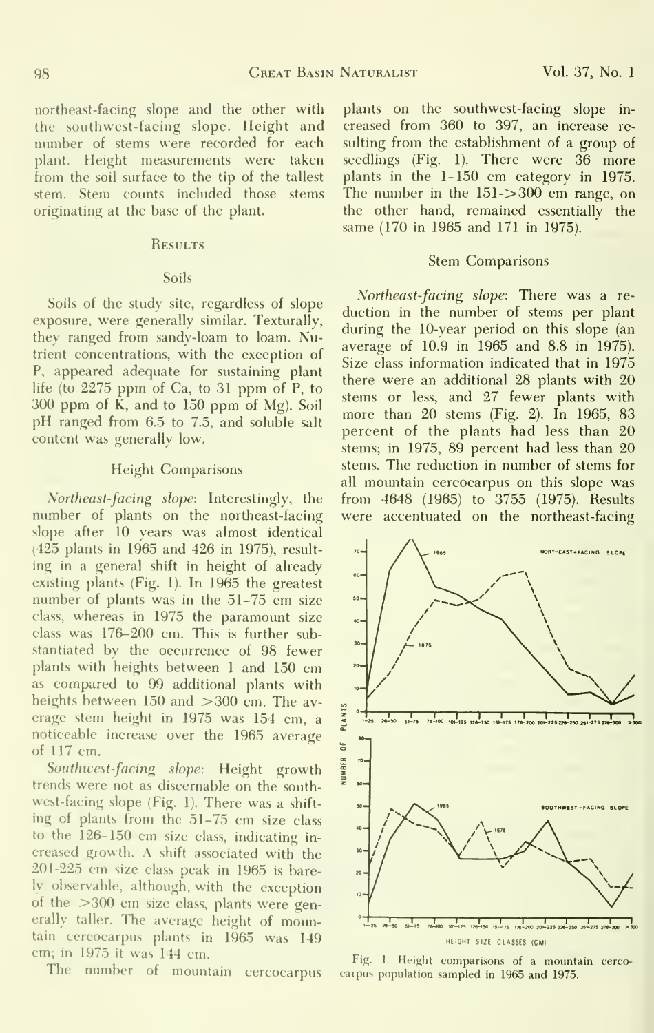northeast-facing slope and the other with the southwest-facing slope. Height and number of stems were recorded for each plant. Height measurements were taken from the soil surface to the tip of the tallest stem. Stem counts included those stems originating at the base of the plant.

## Results

### Soils

Soils of the study site, regardless of slope exposure, were generally similar. Texturally, they ranged from sandy-loam to loam. Nutrient concentrations, with the exception of P, appeared adequate for sustaining plant life (to 2275 ppm of Ca, to 31 ppm of P, to 300 ppm of K, and to 150 ppm of Mg). Soil pH ranged from 6.5 to 7.5, and soluble salt content was generally low.

### Height Comparisons

*Northeast-facing slope*: Interestingly, the number of plants on the northeast-facing slope after 10 years was almost identical (425 plants in 1965 and 426 in 1975), resulting in a general shift in height of already existing plants (Fig. 1). In 1965 the greatest number of plants was in the 51–75 cm size class, whereas in 1975 the paramount size class was 176–200 cm. This is further substantiated by the occurrence of 98 fewer plants with heights between 1 and 150 cm as compared to 99 additional plants with heights between 150 and >300 cm. The average stem height in 1975 was 154 cm, a noticeable increase over the 1965 average of 117 cm.

*Southwest-facing slope*: Height growth trends were not as discernable on the southwest-facing slope (Fig. 1). There was a shifting of plants from the 51–75 cm size class to the 126–150 cm size class, indicating increased growth. A shift associated with the 201-225 cm size class peak in 1965 is barely observable, although, with the exception of the >300 cm size class, plants were generally taller. The average height of mountain cercocarpus plants in 1965 was 149 cm; in 1975 it was 144 cm.

The number of mountain cercocarpus plants on the southwest-facing slope increased from 360 to 397, an increase resulting from the establishment of a group of seedlings (Fig. 1). There were 36 more plants in the 1–150 cm category in 1975. The number in the 151->300 cm range, on the other hand, remained essentially the same (170 in 1965 and 171 in 1975).

### Stem Comparisons

*Northeast-facing slope*: There was a reduction in the number of stems per plant during the 10-year period on this slope (an average of 10.9 in 1965 and 8.8 in 1975). Size class information indicated that in 1975 there were an additional 28 plants with 20 stems or less, and 27 fewer plants with more than 20 stems (Fig. 2). In 1965, 83 percent of the plants had less than 20 stems; in 1975, 89 percent had less than 20 stems. The reduction in number of stems for all mountain cercocarpus on this slope was from 4648 (1965) to 3755 (1975). Results were accentuated on the northeast-facing

NORTHEAST-FACING SLOPE

1965

1975

SOUTHWEST-FACING SLOPE

1965

1975

NUMBER OF PLANTS

1-25 26-50 51-75 76-100 101-125 126-150 151-175 176-200 201-225 226-250 251-275 276-300 >300

HEIGHT SIZE CLASSES (CM)

Fig. 1. Height comparisons of a mountain cercocarpus population sampled in 1965 and 1975.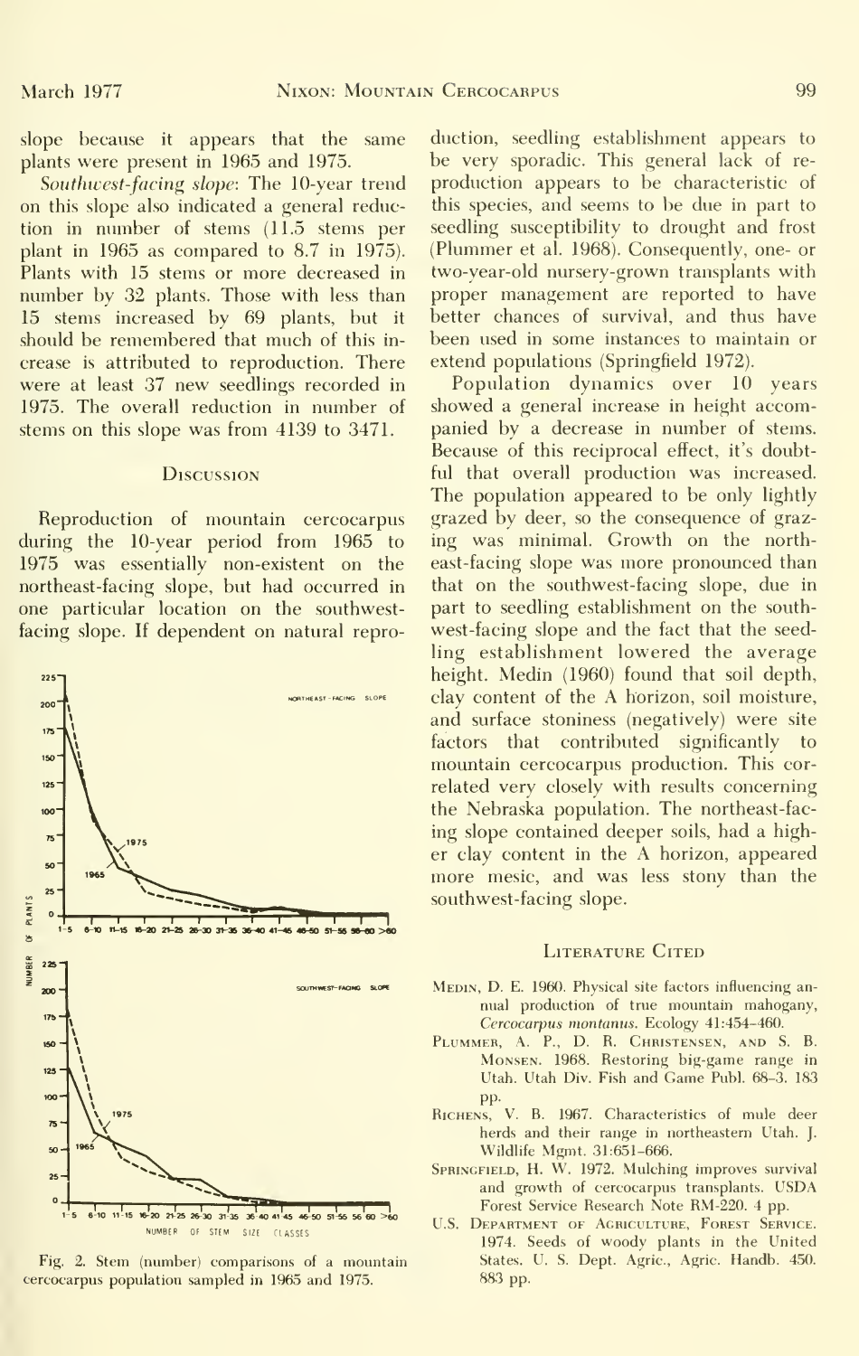slope because it appears that the same plants were present in 1965 and 1975.

*Southwest-facing slope*: The 10-year trend on this slope also indicated a general reduction in number of stems (11.5 stems per plant in 1965 as compared to 8.7 in 1975). Plants with 15 stems or more decreased in number by 32 plants. Those with less than 15 stems increased by 69 plants, but it should be remembered that much of this increase is attributed to reproduction. There were at least 37 new seedlings recorded in 1975. The overall reduction in number of stems on this slope was from 4139 to 3471.

## Discussion

Reproduction of mountain cercocarpus during the 10-year period from 1965 to 1975 was essentially non-existent on the northeast-facing slope, but had occurred in one particular location on the southwest-facing slope. If dependent on natural reproduction, seedling establishment appears to be very sporadic. This general lack of reproduction appears to be characteristic of this species, and seems to be due in part to seedling susceptibility to drought and frost (Plummer et al. 1968). Consequently, one- or two-year-old nursery-grown transplants with proper management are reported to have better chances of survival, and thus have been used in some instances to maintain or extend populations (Springfield 1972).

Population dynamics over 10 years showed a general increase in height accompanied by a decrease in number of stems. Because of this reciprocal effect, it's doubtful that overall production was increased. The population appeared to be only lightly grazed by deer, so the consequence of grazing was minimal. Growth on the northeast-facing slope was more pronounced than that on the southwest-facing slope, due in part to seedling establishment on the southwest-facing slope and the fact that the seedling establishment lowered the average height. Medin (1960) found that soil depth, clay content of the A horizon, soil moisture, and surface stoniness (negatively) were site factors that contributed significantly to mountain cercocarpus production. This correlated very closely with results concerning the Nebraska population. The northeast-facing slope contained deeper soils, had a higher clay content in the A horizon, appeared more mesic, and was less stony than the southwest-facing slope.

NORTHEAST-FACING SLOPE

SOUTHWEST-FACING SLOPE

1965

1975

NUMBER OF PLANTS

0 25 50 75 100 125 150 175 200 225

1-5 6-10 11-15 16-20 21-25 26-30 31-35 36-40 41-45 46-50 51-55 56-60 >60

NUMBER OF STEM SIZE CLASSES

Fig. 2. Stem (number) comparisons of a mountain cercocarpus population sampled in 1965 and 1975.

## Literature Cited

Medin, D. E. 1960. Physical site factors influencing annual production of true mountain mahogany, *Cercocarpus montanus*. Ecology 41:454–460.

Plummer, A. P., D. R. Christensen, and S. B. Monsen. 1968. Restoring big-game range in Utah. Utah Div. Fish and Game Publ. 68–3. 183 pp.

Richens, V. B. 1967. Characteristics of mule deer herds and their range in northeastern Utah. J. Wildlife Mgmt. 31:651–666.

Springfield, H. W. 1972. Mulching improves survival and growth of cercocarpus transplants. USDA Forest Service Research Note RM-220. 4 pp.

U.S. Department of Agriculture, Forest Service. 1974. Seeds of woody plants in the United States. U. S. Dept. Agric., Agric. Handb. 450. 883 pp.